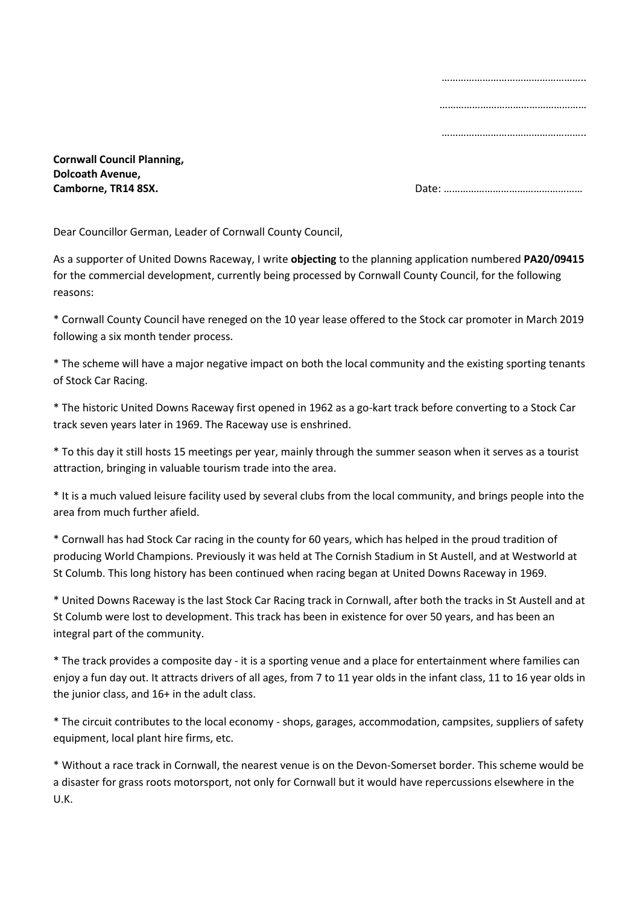……………………………………………..

………………………………………………

……………………………………………..

**Cornwall Council Planning,**
**Dolcoath Avenue,**
**Camborne, TR14 8SX.**

Date: …………………………………………

Dear Councillor German, Leader of Cornwall County Council,

As a supporter of United Downs Raceway, I write **objecting** to the planning application numbered **PA20/09415** for the commercial development, currently being processed by Cornwall County Council, for the following reasons:

* Cornwall County Council have reneged on the 10 year lease offered to the Stock car promoter in March 2019 following a six month tender process.

* The scheme will have a major negative impact on both the local community and the existing sporting tenants of Stock Car Racing.

* The historic United Downs Raceway first opened in 1962 as a go-kart track before converting to a Stock Car track seven years later in 1969. The Raceway use is enshrined.

* To this day it still hosts 15 meetings per year, mainly through the summer season when it serves as a tourist attraction, bringing in valuable tourism trade into the area.

* It is a much valued leisure facility used by several clubs from the local community, and brings people into the area from much further afield.

* Cornwall has had Stock Car racing in the county for 60 years, which has helped in the proud tradition of producing World Champions. Previously it was held at The Cornish Stadium in St Austell, and at Westworld at St Columb. This long history has been continued when racing began at United Downs Raceway in 1969.

* United Downs Raceway is the last Stock Car Racing track in Cornwall, after both the tracks in St Austell and at St Columb were lost to development. This track has been in existence for over 50 years, and has been an integral part of the community.

* The track provides a composite day - it is a sporting venue and a place for entertainment where families can enjoy a fun day out. It attracts drivers of all ages, from 7 to 11 year olds in the infant class, 11 to 16 year olds in the junior class, and 16+ in the adult class.

* The circuit contributes to the local economy - shops, garages, accommodation, campsites, suppliers of safety equipment, local plant hire firms, etc.

* Without a race track in Cornwall, the nearest venue is on the Devon-Somerset border. This scheme would be a disaster for grass roots motorsport, not only for Cornwall but it would have repercussions elsewhere in the U.K.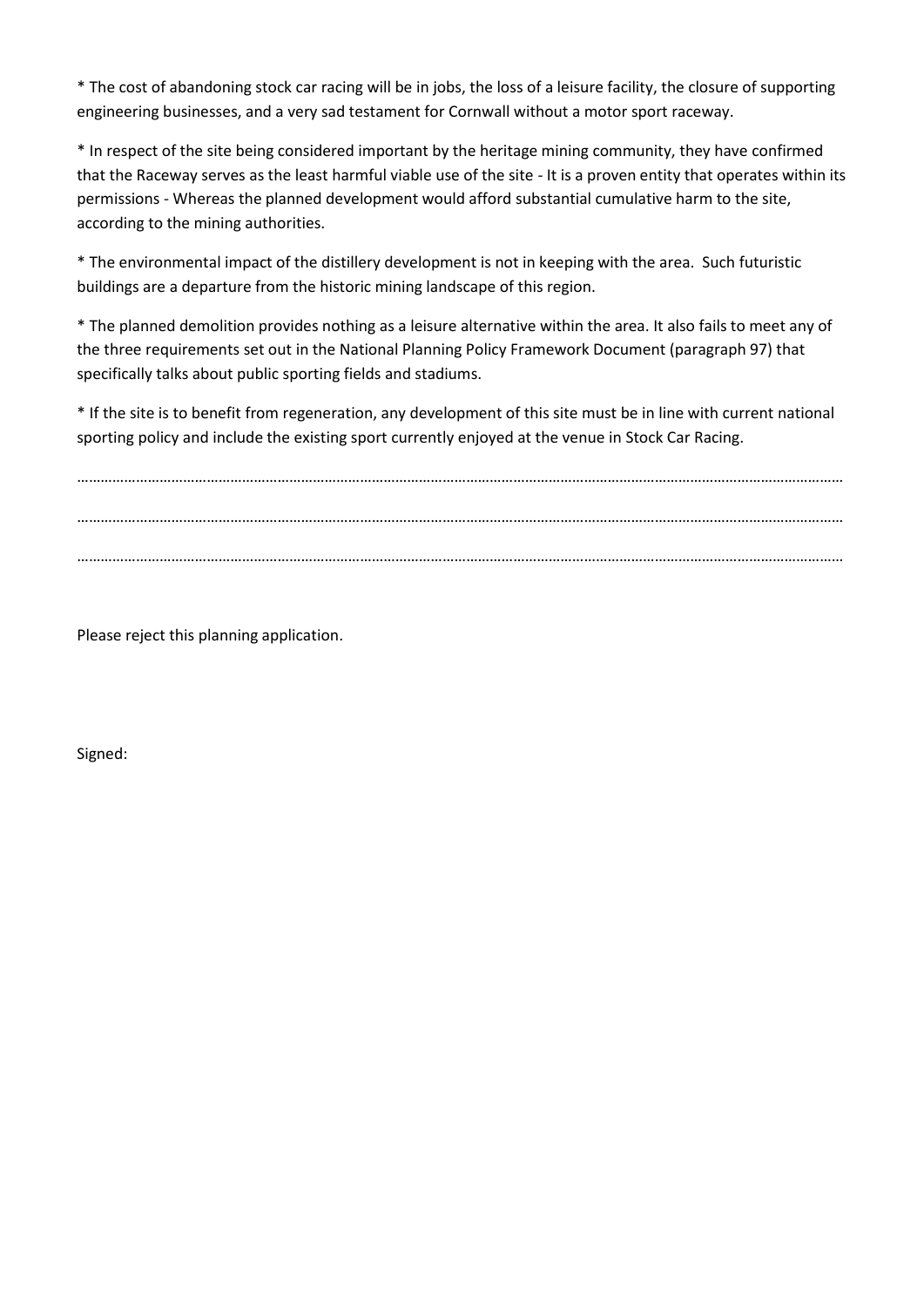* The cost of abandoning stock car racing will be in jobs, the loss of a leisure facility, the closure of supporting engineering businesses, and a very sad testament for Cornwall without a motor sport raceway.

* In respect of the site being considered important by the heritage mining community, they have confirmed that the Raceway serves as the least harmful viable use of the site - It is a proven entity that operates within its permissions - Whereas the planned development would afford substantial cumulative harm to the site, according to the mining authorities.

* The environmental impact of the distillery development is not in keeping with the area. Such futuristic buildings are a departure from the historic mining landscape of this region.

* The planned demolition provides nothing as a leisure alternative within the area. It also fails to meet any of the three requirements set out in the National Planning Policy Framework Document (paragraph 97) that specifically talks about public sporting fields and stadiums.

* If the site is to benefit from regeneration, any development of this site must be in line with current national sporting policy and include the existing sport currently enjoyed at the venue in Stock Car Racing.

……………………………………………………………………………………………………………………………………………………………

……………………………………………………………………………………………………………………………………………………………

……………………………………………………………………………………………………………………………………………………………

Please reject this planning application.

Signed: